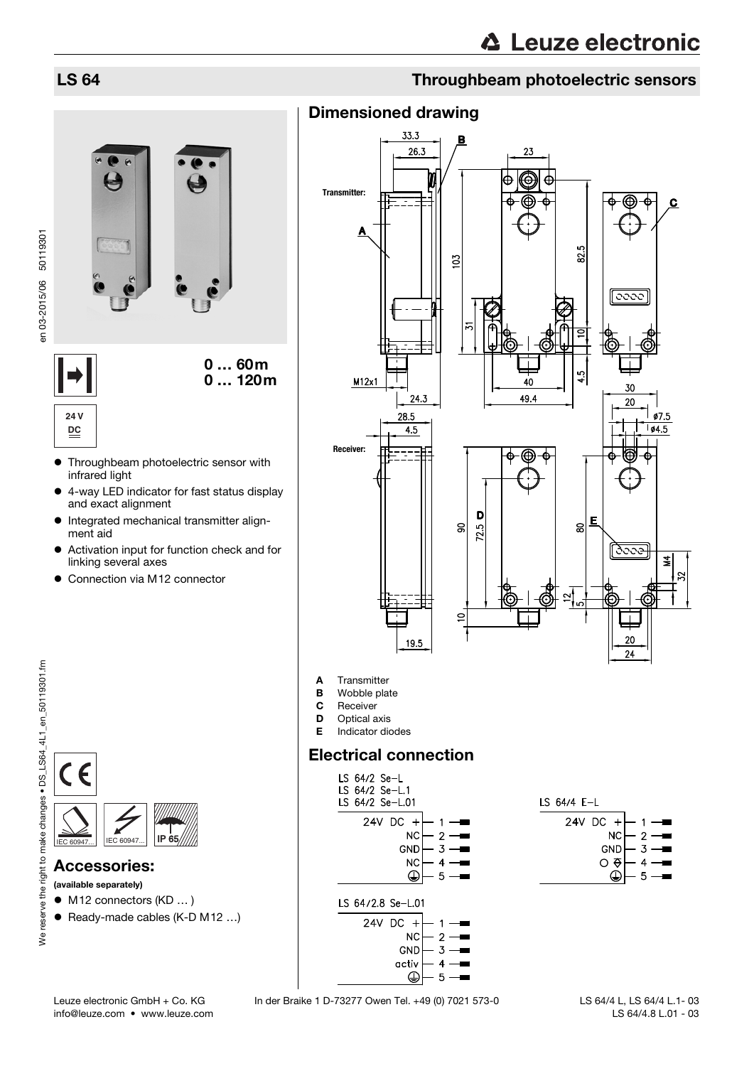# LS 64

## Throughbeam photoelectric sensors

0 … 60m
0 … 120m

24 V DC

- Throughbeam photoelectric sensor with infrared light
- 4-way LED indicator for fast status display and exact alignment
- Integrated mechanical transmitter alignment aid
- Activation input for function check and for linking several axes
- Connection via M12 connector

IEC 60947... IEC 60947... IP 65

## Accessories:

**(available separately)**

- M12 connectors (KD … )
- Ready-made cables (K-D M12 …)

## Dimensioned drawing

- **A** Transmitter
- **B** Wobble plate
- **C** Receiver
- **D** Optical axis
- **E** Indicator diodes

## Electrical connection

LS 64/2 Se-L
LS 64/2 Se-L.1
LS 64/2 Se-L.01

| Signal | Pin |
|---|---|
| 24V DC + | 1 |
| NC | 2 |
| GND | 3 |
| NC | 4 |
| ⏚ | 5 |

LS 64/4 E-L

| Signal | Pin |
|---|---|
| 24V DC + | 1 |
| NC | 2 |
| GND | 3 |
| ○ | 4 |
| ⏚ | 5 |

LS 64/2.8 Se-L.01

| Signal | Pin |
|---|---|
| 24V DC + | 1 |
| NC | 2 |
| GND | 3 |
| activ | 4 |
| ⏚ | 5 |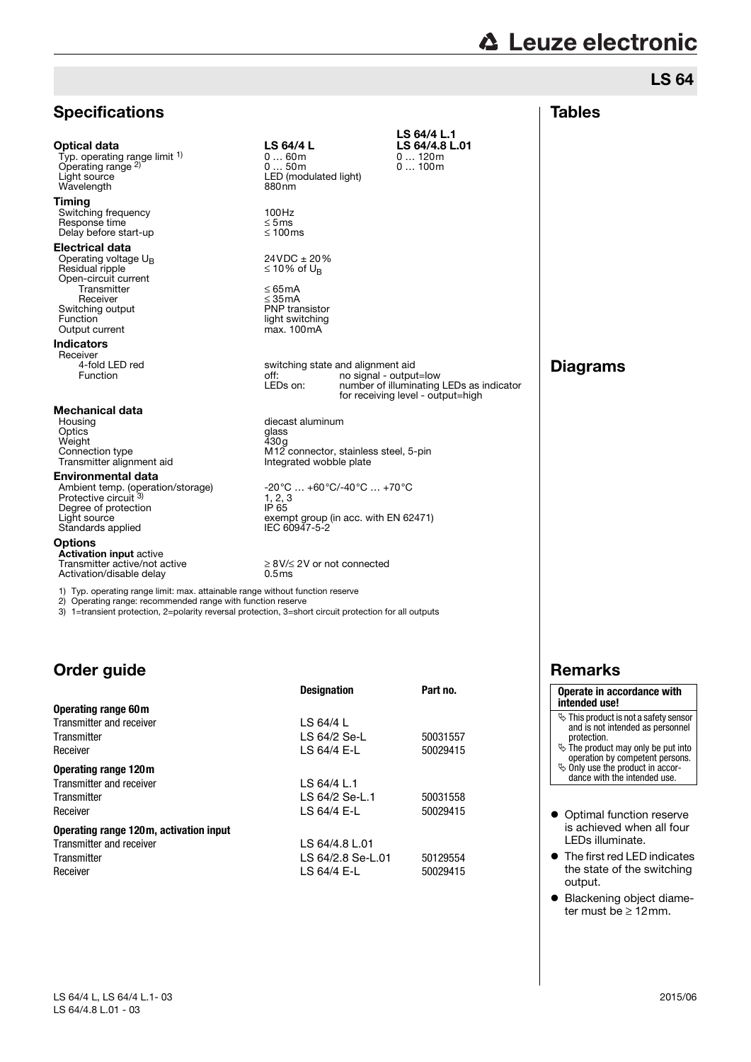## LS 64

## Specifications

| | LS 64/4 L | LS 64/4 L.1<br>LS 64/4.8 L.01 |
|---|---|---|
| **Optical data** | | |
| Typ. operating range limit [1] | 0 … 60m | 0 … 120m |
| Operating range [2] | 0 … 50m | 0 … 100m |
| Light source | LED (modulated light) | |
| Wavelength | 880nm | |
| **Timing** | | |
| Switching frequency | 100Hz | |
| Response time | ≤ 5ms | |
| Delay before start-up | ≤ 100ms | |
| **Electrical data** | | |
| Operating voltage $U_B$ | 24VDC ± 20% | |
| Residual ripple | ≤ 10% of $U_B$ | |
| Open-circuit current | | |
| Transmitter | ≤ 65mA | |
| Receiver | ≤ 35mA | |
| Switching output | PNP transistor | |
| Function | light switching | |
| Output current | max. 100mA | |
| **Indicators** | | |
| Receiver | | |
| 4-fold LED red | switching state and alignment aid | |
| Function | off: no signal - output=low<br>LEDs on: number of illuminating LEDs as indicator for receiving level - output=high | |
| **Mechanical data** | | |
| Housing | diecast aluminum | |
| Optics | glass | |
| Weight | 430g | |
| Connection type | M12 connector, stainless steel, 5-pin | |
| Transmitter alignment aid | Integrated wobble plate | |
| **Environmental data** | | |
| Ambient temp. (operation/storage) | -20°C … +60°C/-40°C … +70°C | |
| Protective circuit [3] | 1, 2, 3 | |
| Degree of protection | IP 65 | |
| Light source | exempt group (in acc. with EN 62471) | |
| Standards applied | IEC 60947-5-2 | |
| **Options** | | |
| **Activation input** active | | |
| Transmitter active/not active | ≥ 8V/≤ 2V or not connected | |
| Activation/disable delay | 0.5ms | |

1) Typ. operating range limit: max. attainable range without function reserve
2) Operating range: recommended range with function reserve
3) 1=transient protection, 2=polarity reversal protection, 3=short circuit protection for all outputs

## Tables

## Diagrams

## Order guide

| | Designation | Part no. |
|---|---|---|
| **Operating range 60m** | | |
| Transmitter and receiver | LS 64/4 L | |
| Transmitter | LS 64/2 Se-L | 50031557 |
| Receiver | LS 64/4 E-L | 50029415 |
| **Operating range 120m** | | |
| Transmitter and receiver | LS 64/4 L.1 | |
| Transmitter | LS 64/2 Se-L.1 | 50031558 |
| Receiver | LS 64/4 E-L | 50029415 |
| **Operating range 120m, activation input** | | |
| Transmitter and receiver | LS 64/4.8 L.01 | |
| Transmitter | LS 64/2.8 Se-L.01 | 50129554 |
| Receiver | LS 64/4 E-L | 50029415 |

## Remarks

**Operate in accordance with intended use!**

- This product is not a safety sensor and is not intended as personnel protection.
- The product may only be put into operation by competent persons.
- Only use the product in accordance with the intended use.

- Optimal function reserve is achieved when all four LEDs illuminate.
- The first red LED indicates the state of the switching output.
- Blackening object diameter must be ≥ 12mm.

LS 64/4 L, LS 64/4 L.1- 03
LS 64/4.8 L.01 - 03

2015/06